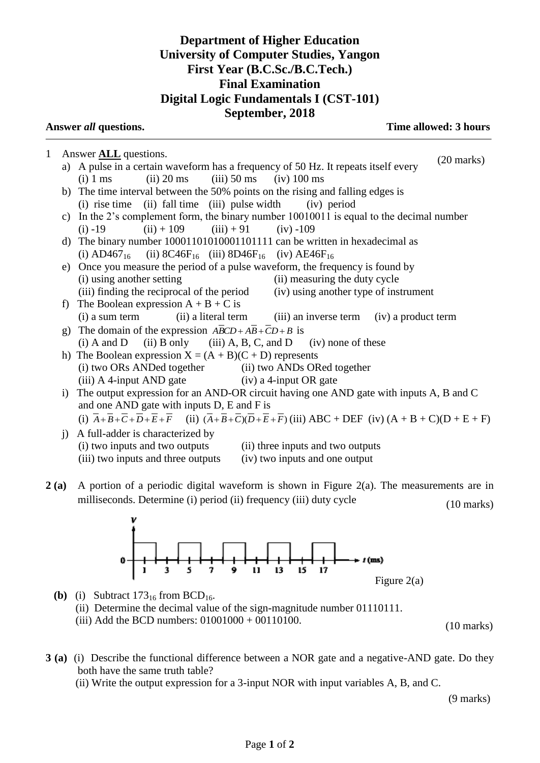# Department of Higher Education
# University of Computer Studies, Yangon
# First Year (B.C.Sc./B.C.Tech.)
# Final Examination
# Digital Logic Fundamentals I (CST-101)
# September, 2018

**Answer *all* questions.** **Time allowed: 3 hours**

---

1 Answer **ALL** questions. (20 marks)

a) A pulse in a certain waveform has a frequency of 50 Hz. It repeats itself every
(i) 1 ms (ii) 20 ms (iii) 50 ms (iv) 100 ms

b) The time interval between the 50% points on the rising and falling edges is
(i) rise time (ii) fall time (iii) pulse width (iv) period

c) In the 2's complement form, the binary number 10010011 is equal to the decimal number
(i) -19 (ii) + 109 (iii) + 91 (iv) -109

d) The binary number 10001101010001101111 can be written in hexadecimal as
(i) $AD467_{16}$ (ii) $8C46F_{16}$ (iii) $8D46F_{16}$ (iv) $AE46F_{16}$

e) Once you measure the period of a pulse waveform, the frequency is found by
(i) using another setting (ii) measuring the duty cycle
(iii) finding the reciprocal of the period (iv) using another type of instrument

f) The Boolean expression A + B + C is
(i) a sum term (ii) a literal term (iii) an inverse term (iv) a product term

g) The domain of the expression $A\overline{B}CD + A\overline{B} + \overline{C}D + B$ is
(i) A and D (ii) B only (iii) A, B, C, and D (iv) none of these

h) The Boolean expression X = (A + B)(C + D) represents
(i) two ORs ANDed together (ii) two ANDs ORed together
(iii) A 4-input AND gate (iv) a 4-input OR gate

i) The output expression for an AND-OR circuit having one AND gate with inputs A, B and C and one AND gate with inputs D, E and F is
(i) $\overline{A}+\overline{B}+\overline{C}+\overline{D}+\overline{E}+\overline{F}$ (ii) $(\overline{A}+\overline{B}+\overline{C})(\overline{D}+\overline{E}+\overline{F})$ (iii) ABC + DEF (iv) (A + B + C)(D + E + F)

j) A full-adder is characterized by
(i) two inputs and two outputs (ii) three inputs and two outputs
(iii) two inputs and three outputs (iv) two inputs and one output

**2 (a)** A portion of a periodic digital waveform is shown in Figure 2(a). The measurements are in milliseconds. Determine (i) period (ii) frequency (iii) duty cycle (10 marks)

Figure 2(a)

**(b)** (i) Subtract $173_{16}$ from $BCD_{16}$.
(ii) Determine the decimal value of the sign-magnitude number 01110111.
(iii) Add the BCD numbers: 01001000 + 00110100. (10 marks)

**3 (a)** (i) Describe the functional difference between a NOR gate and a negative-AND gate. Do they both have the same truth table?
(ii) Write the output expression for a 3-input NOR with input variables A, B, and C.
(9 marks)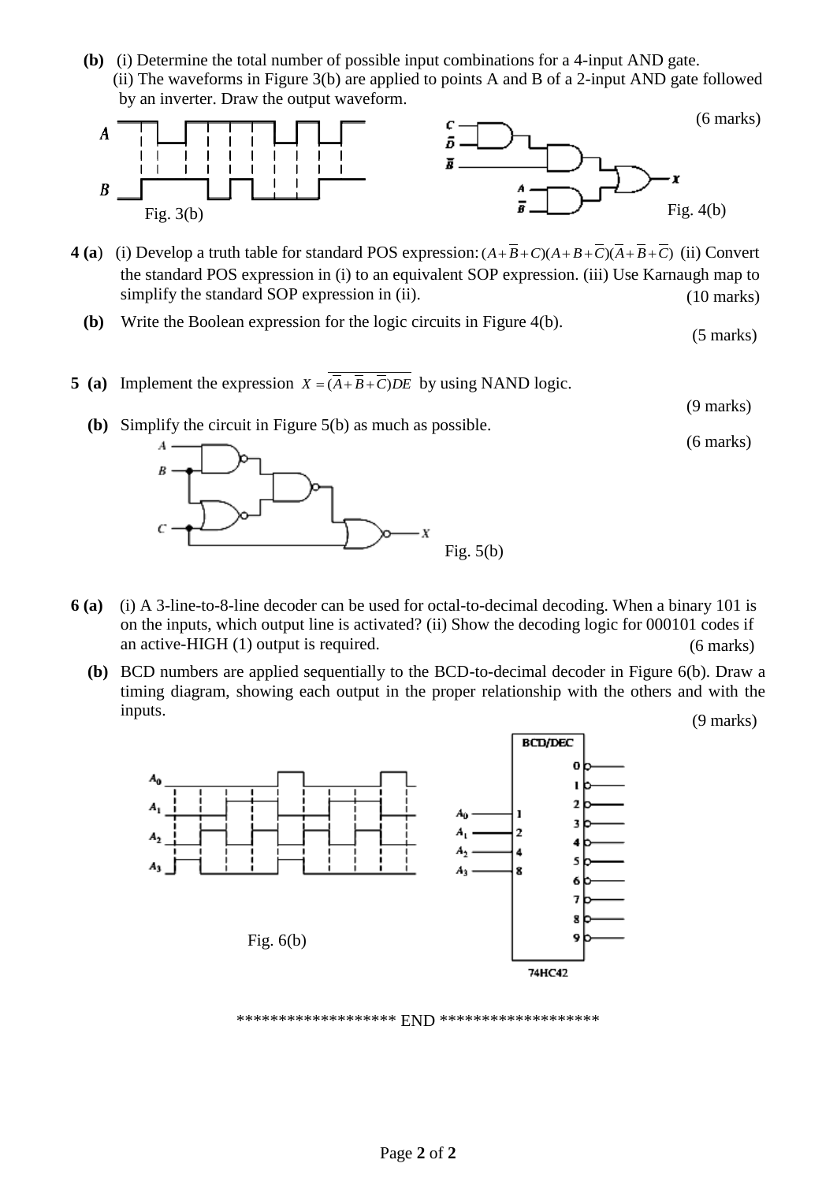**(b)** (i) Determine the total number of possible input combinations for a 4-input AND gate.
(ii) The waveforms in Figure 3(b) are applied to points A and B of a 2-input AND gate followed by an inverter. Draw the output waveform.

(6 marks)

Fig. 3(b)

Fig. 4(b)

**4 (a)** (i) Develop a truth table for standard POS expression: $(A+\overline{B}+C)(A+B+\overline{C})(\overline{A}+\overline{B}+\overline{C})$ (ii) Convert the standard POS expression in (i) to an equivalent SOP expression. (iii) Use Karnaugh map to simplify the standard SOP expression in (ii).

(10 marks)

**(b)** Write the Boolean expression for the logic circuits in Figure 4(b).

(5 marks)

**5 (a)** Implement the expression $X = \overline{(\overline{A}+\overline{B}+\overline{C})DE}$ by using NAND logic.

(9 marks)

**(b)** Simplify the circuit in Figure 5(b) as much as possible.

(6 marks)

Fig. 5(b)

**6 (a)** (i) A 3-line-to-8-line decoder can be used for octal-to-decimal decoding. When a binary 101 is on the inputs, which output line is activated? (ii) Show the decoding logic for 000101 codes if an active-HIGH (1) output is required.

(6 marks)

**(b)** BCD numbers are applied sequentially to the BCD-to-decimal decoder in Figure 6(b). Draw a timing diagram, showing each output in the proper relationship with the others and with the inputs.

(9 marks)

Fig. 6(b)

****************** END ******************